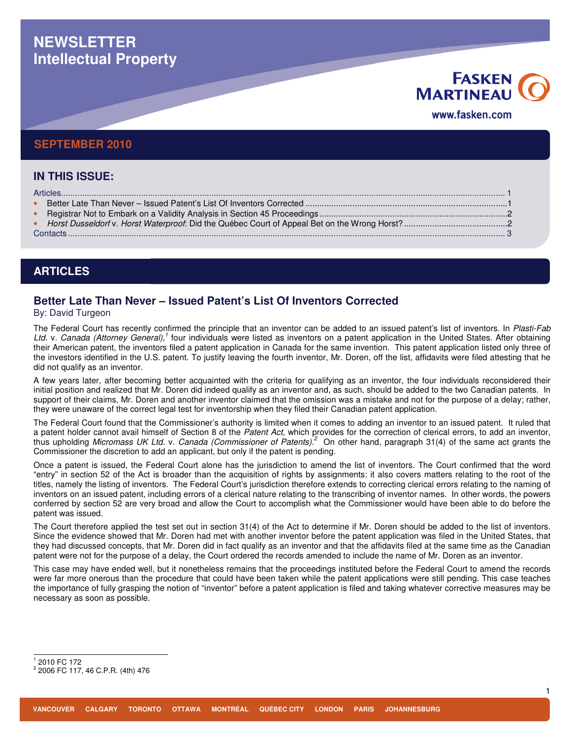# NEWSLETTER
# Intellectual Property

FASKEN MARTINEAU

www.fasken.com

## SEPTEMBER 2010

## IN THIS ISSUE:

Articles ........................................................................................................................................................................ 1
- Better Late Than Never – Issued Patent's List Of Inventors Corrected ....................................................................................1
- Registrar Not to Embark on a Validity Analysis in Section 45 Proceedings...............................................................................2
- *Horst Dusseldorf* v. *Horst Waterproof*: Did the Québec Court of Appeal Bet on the Wrong Horst?...........................................2

Contacts ........................................................................................................................................................................ 3

## ARTICLES

### Better Late Than Never – Issued Patent's List Of Inventors Corrected

By: David Turgeon

The Federal Court has recently confirmed the principle that an inventor can be added to an issued patent's list of inventors. In *Plasti-Fab Ltd.* v. *Canada (Attorney General),*[1] four individuals were listed as inventors on a patent application in the United States. After obtaining their American patent, the inventors filed a patent application in Canada for the same invention. This patent application listed only three of the investors identified in the U.S. patent. To justify leaving the fourth inventor, Mr. Doren, off the list, affidavits were filed attesting that he did not qualify as an inventor.

A few years later, after becoming better acquainted with the criteria for qualifying as an inventor, the four individuals reconsidered their initial position and realized that Mr. Doren did indeed qualify as an inventor and, as such, should be added to the two Canadian patents. In support of their claims, Mr. Doren and another inventor claimed that the omission was a mistake and not for the purpose of a delay; rather, they were unaware of the correct legal test for inventorship when they filed their Canadian patent application.

The Federal Court found that the Commissioner's authority is limited when it comes to adding an inventor to an issued patent. It ruled that a patent holder cannot avail himself of Section 8 of the *Patent Act,* which provides for the correction of clerical errors, to add an inventor, thus upholding *Micromass UK Ltd.* v. *Canada (Commissioner of Patents)*.[2] On other hand, paragraph 31(4) of the same act grants the Commissioner the discretion to add an applicant, but only if the patent is pending.

Once a patent is issued, the Federal Court alone has the jurisdiction to amend the list of inventors. The Court confirmed that the word "entry" in section 52 of the Act is broader than the acquisition of rights by assignments: it also covers matters relating to the root of the titles, namely the listing of inventors. The Federal Court's jurisdiction therefore extends to correcting clerical errors relating to the naming of inventors on an issued patent, including errors of a clerical nature relating to the transcribing of inventor names. In other words, the powers conferred by section 52 are very broad and allow the Court to accomplish what the Commissioner would have been able to do before the patent was issued.

The Court therefore applied the test set out in section 31(4) of the Act to determine if Mr. Doren should be added to the list of inventors. Since the evidence showed that Mr. Doren had met with another inventor before the patent application was filed in the United States, that they had discussed concepts, that Mr. Doren did in fact qualify as an inventor and that the affidavits filed at the same time as the Canadian patent were not for the purpose of a delay, the Court ordered the records amended to include the name of Mr. Doren as an inventor.

This case may have ended well, but it nonetheless remains that the proceedings instituted before the Federal Court to amend the records were far more onerous than the procedure that could have been taken while the patent applications were still pending. This case teaches the importance of fully grasping the notion of "inventor" before a patent application is filed and taking whatever corrective measures may be necessary as soon as possible.

---

[1] 2010 FC 172

[2] 2006 FC 117, 46 C.P.R. (4th) 476

VANCOUVER CALGARY TORONTO OTTAWA MONTRÉAL QUÉBEC CITY LONDON PARIS JOHANNESBURG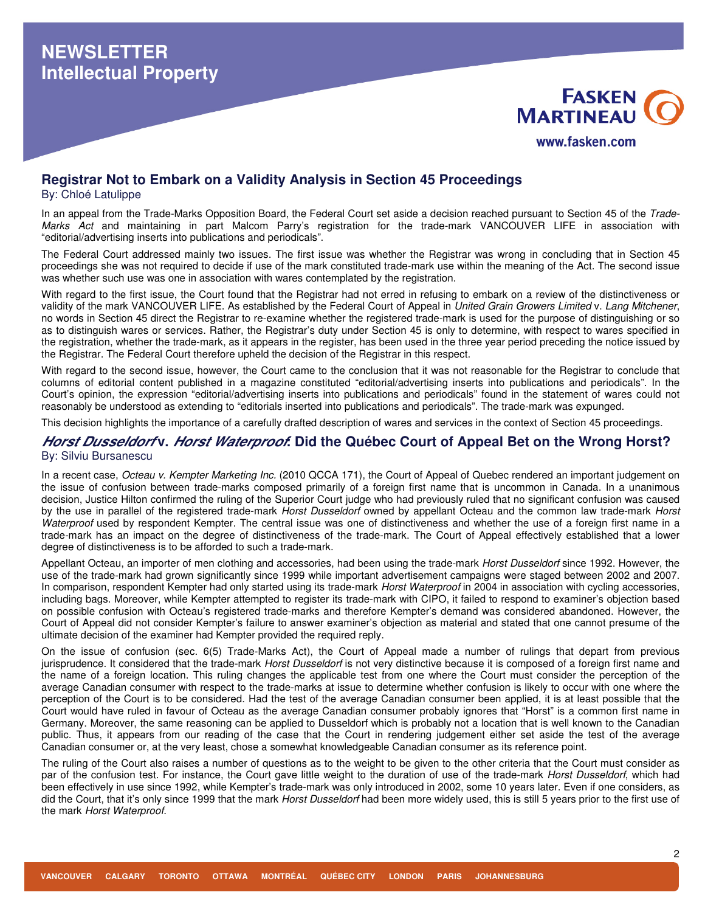# NEWSLETTER
# Intellectual Property

## Registrar Not to Embark on a Validity Analysis in Section 45 Proceedings

By: Chloé Latulippe

In an appeal from the Trade-Marks Opposition Board, the Federal Court set aside a decision reached pursuant to Section 45 of the *Trade-Marks Act* and maintaining in part Malcom Parry's registration for the trade-mark VANCOUVER LIFE in association with "editorial/advertising inserts into publications and periodicals".

The Federal Court addressed mainly two issues. The first issue was whether the Registrar was wrong in concluding that in Section 45 proceedings she was not required to decide if use of the mark constituted trade-mark use within the meaning of the Act. The second issue was whether such use was one in association with wares contemplated by the registration.

With regard to the first issue, the Court found that the Registrar had not erred in refusing to embark on a review of the distinctiveness or validity of the mark VANCOUVER LIFE. As established by the Federal Court of Appeal in *United Grain Growers Limited* v. *Lang Mitchener*, no words in Section 45 direct the Registrar to re-examine whether the registered trade-mark is used for the purpose of distinguishing or so as to distinguish wares or services. Rather, the Registrar's duty under Section 45 is only to determine, with respect to wares specified in the registration, whether the trade-mark, as it appears in the register, has been used in the three year period preceding the notice issued by the Registrar. The Federal Court therefore upheld the decision of the Registrar in this respect.

With regard to the second issue, however, the Court came to the conclusion that it was not reasonable for the Registrar to conclude that columns of editorial content published in a magazine constituted "editorial/advertising inserts into publications and periodicals". In the Court's opinion, the expression "editorial/advertising inserts into publications and periodicals" found in the statement of wares could not reasonably be understood as extending to "editorials inserted into publications and periodicals". The trade-mark was expunged.

This decision highlights the importance of a carefully drafted description of wares and services in the context of Section 45 proceedings.

## *Horst Dusseldorf* v. *Horst Waterproof*: Did the Québec Court of Appeal Bet on the Wrong Horst?

By: Silviu Bursanescu

In a recent case, *Octeau v. Kempter Marketing Inc.* (2010 QCCA 171), the Court of Appeal of Quebec rendered an important judgement on the issue of confusion between trade-marks composed primarily of a foreign first name that is uncommon in Canada. In a unanimous decision, Justice Hilton confirmed the ruling of the Superior Court judge who had previously ruled that no significant confusion was caused by the use in parallel of the registered trade-mark *Horst Dusseldorf* owned by appellant Octeau and the common law trade-mark *Horst Waterproof* used by respondent Kempter. The central issue was one of distinctiveness and whether the use of a foreign first name in a trade-mark has an impact on the degree of distinctiveness of the trade-mark. The Court of Appeal effectively established that a lower degree of distinctiveness is to be afforded to such a trade-mark.

Appellant Octeau, an importer of men clothing and accessories, had been using the trade-mark *Horst Dusseldorf* since 1992. However, the use of the trade-mark had grown significantly since 1999 while important advertisement campaigns were staged between 2002 and 2007. In comparison, respondent Kempter had only started using its trade-mark *Horst Waterproof* in 2004 in association with cycling accessories, including bags. Moreover, while Kempter attempted to register its trade-mark with CIPO, it failed to respond to examiner's objection based on possible confusion with Octeau's registered trade-marks and therefore Kempter's demand was considered abandoned. However, the Court of Appeal did not consider Kempter's failure to answer examiner's objection as material and stated that one cannot presume of the ultimate decision of the examiner had Kempter provided the required reply.

On the issue of confusion (sec. 6(5) Trade-Marks Act), the Court of Appeal made a number of rulings that depart from previous jurisprudence. It considered that the trade-mark *Horst Dusseldorf* is not very distinctive because it is composed of a foreign first name and the name of a foreign location. This ruling changes the applicable test from one where the Court must consider the perception of the average Canadian consumer with respect to the trade-marks at issue to determine whether confusion is likely to occur with one where the perception of the Court is to be considered. Had the test of the average Canadian consumer been applied, it is at least possible that the Court would have ruled in favour of Octeau as the average Canadian consumer probably ignores that "Horst" is a common first name in Germany. Moreover, the same reasoning can be applied to Dusseldorf which is probably not a location that is well known to the Canadian public. Thus, it appears from our reading of the case that the Court in rendering judgement either set aside the test of the average Canadian consumer or, at the very least, chose a somewhat knowledgeable Canadian consumer as its reference point.

The ruling of the Court also raises a number of questions as to the weight to be given to the other criteria that the Court must consider as par of the confusion test. For instance, the Court gave little weight to the duration of use of the trade-mark *Horst Dusseldorf*, which had been effectively in use since 1992, while Kempter's trade-mark was only introduced in 2002, some 10 years later. Even if one considers, as did the Court, that it's only since 1999 that the mark *Horst Dusseldorf* had been more widely used, this is still 5 years prior to the first use of the mark *Horst Waterproof*.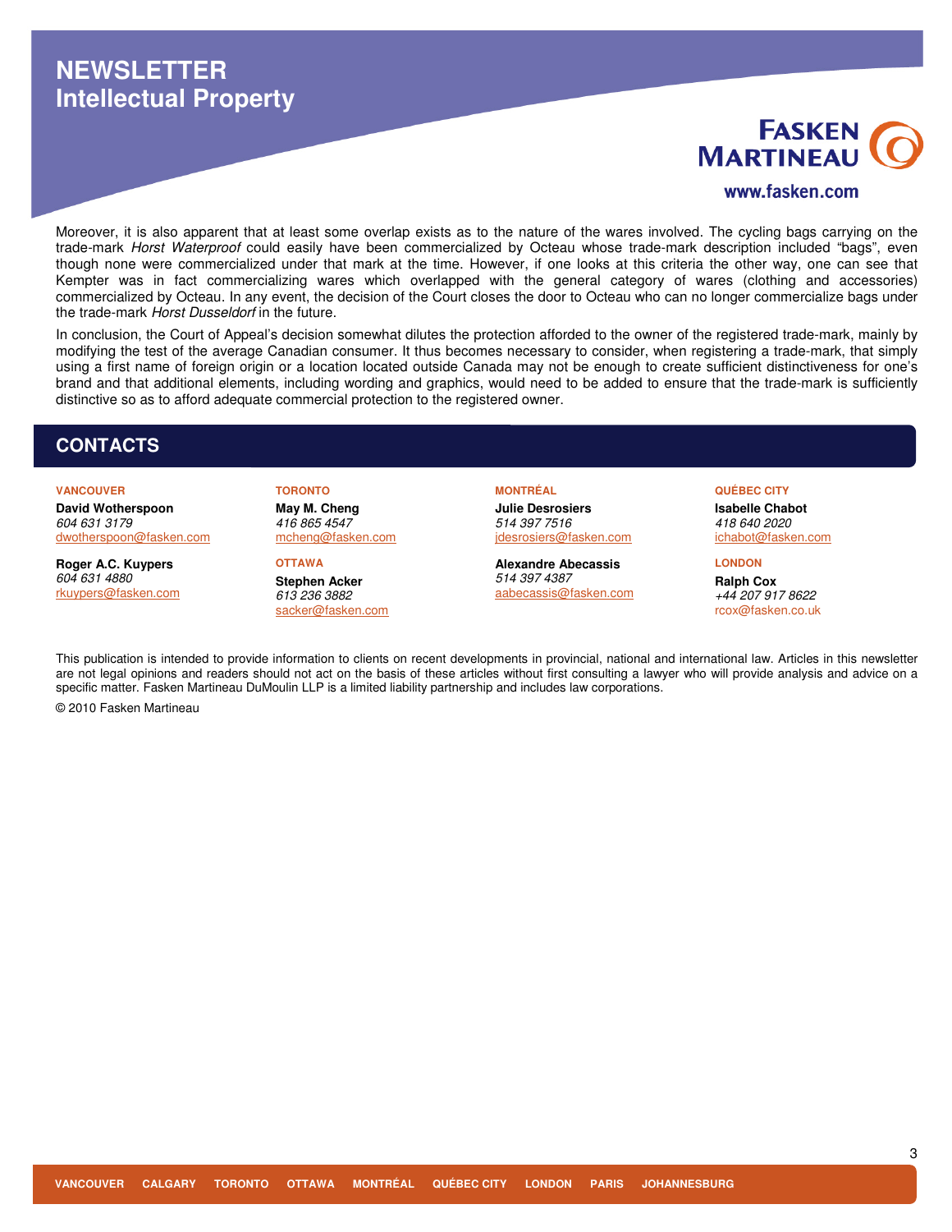Moreover, it is also apparent that at least some overlap exists as to the nature of the wares involved. The cycling bags carrying on the trade-mark *Horst Waterproof* could easily have been commercialized by Octeau whose trade-mark description included "bags", even though none were commercialized under that mark at the time. However, if one looks at this criteria the other way, one can see that Kempter was in fact commercializing wares which overlapped with the general category of wares (clothing and accessories) commercialized by Octeau. In any event, the decision of the Court closes the door to Octeau who can no longer commercialize bags under the trade-mark *Horst Dusseldorf* in the future.

In conclusion, the Court of Appeal's decision somewhat dilutes the protection afforded to the owner of the registered trade-mark, mainly by modifying the test of the average Canadian consumer. It thus becomes necessary to consider, when registering a trade-mark, that simply using a first name of foreign origin or a location located outside Canada may not be enough to create sufficient distinctiveness for one's brand and that additional elements, including wording and graphics, would need to be added to ensure that the trade-mark is sufficiently distinctive so as to afford adequate commercial protection to the registered owner.

## CONTACTS

**VANCOUVER**

**David Wotherspoon**
*604 631 3179*
dwotherspoon@fasken.com

**Roger A.C. Kuypers**
*604 631 4880*
rkuypers@fasken.com

**TORONTO**

**May M. Cheng**
*416 865 4547*
mcheng@fasken.com

**OTTAWA**

**Stephen Acker**
*613 236 3882*
sacker@fasken.com

**MONTRÉAL**

**Julie Desrosiers**
*514 397 7516*
jdesrosiers@fasken.com

**Alexandre Abecassis**
*514 397 4387*
aabecassis@fasken.com

**QUÉBEC CITY**

**Isabelle Chabot**
*418 640 2020*
ichabot@fasken.com

**LONDON**

**Ralph Cox**
*+44 207 917 8622*
rcox@fasken.co.uk

This publication is intended to provide information to clients on recent developments in provincial, national and international law. Articles in this newsletter are not legal opinions and readers should not act on the basis of these articles without first consulting a lawyer who will provide analysis and advice on a specific matter. Fasken Martineau DuMoulin LLP is a limited liability partnership and includes law corporations.

© 2010 Fasken Martineau